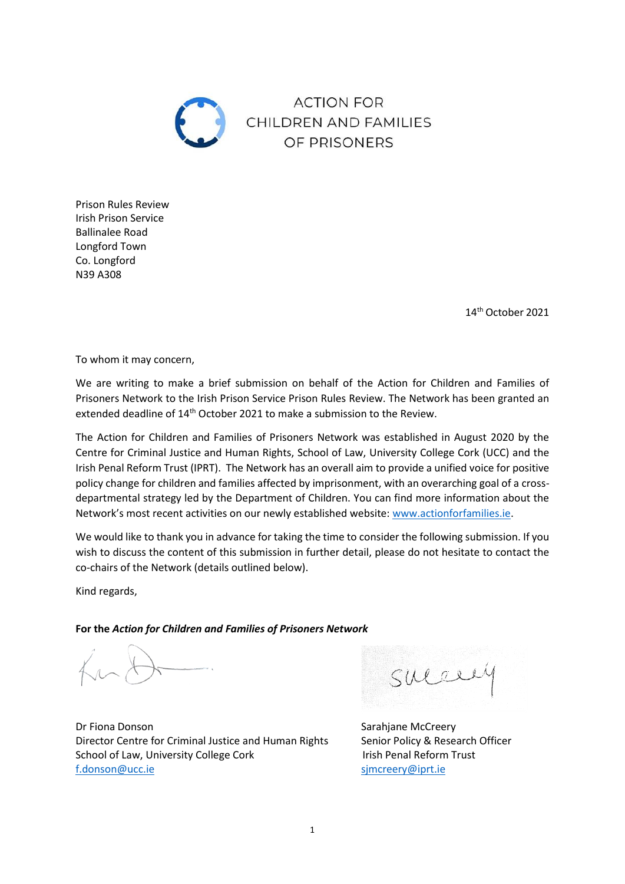# ACTION FOR CHILDREN AND FAMILIES OF PRISONERS

Prison Rules Review
Irish Prison Service
Ballinalee Road
Longford Town
Co. Longford
N39 A308

14th October 2021

To whom it may concern,

We are writing to make a brief submission on behalf of the Action for Children and Families of Prisoners Network to the Irish Prison Service Prison Rules Review. The Network has been granted an extended deadline of 14th October 2021 to make a submission to the Review.

The Action for Children and Families of Prisoners Network was established in August 2020 by the Centre for Criminal Justice and Human Rights, School of Law, University College Cork (UCC) and the Irish Penal Reform Trust (IPRT). The Network has an overall aim to provide a unified voice for positive policy change for children and families affected by imprisonment, with an overarching goal of a cross-departmental strategy led by the Department of Children. You can find more information about the Network's most recent activities on our newly established website: www.actionforfamilies.ie.

We would like to thank you in advance for taking the time to consider the following submission. If you wish to discuss the content of this submission in further detail, please do not hesitate to contact the co-chairs of the Network (details outlined below).

Kind regards,

**For the *Action for Children and Families of Prisoners Network***

Dr Fiona Donson
Director Centre for Criminal Justice and Human Rights
School of Law, University College Cork
f.donson@ucc.ie

Sarahjane McCreery
Senior Policy & Research Officer
Irish Penal Reform Trust
sjmcreery@iprt.ie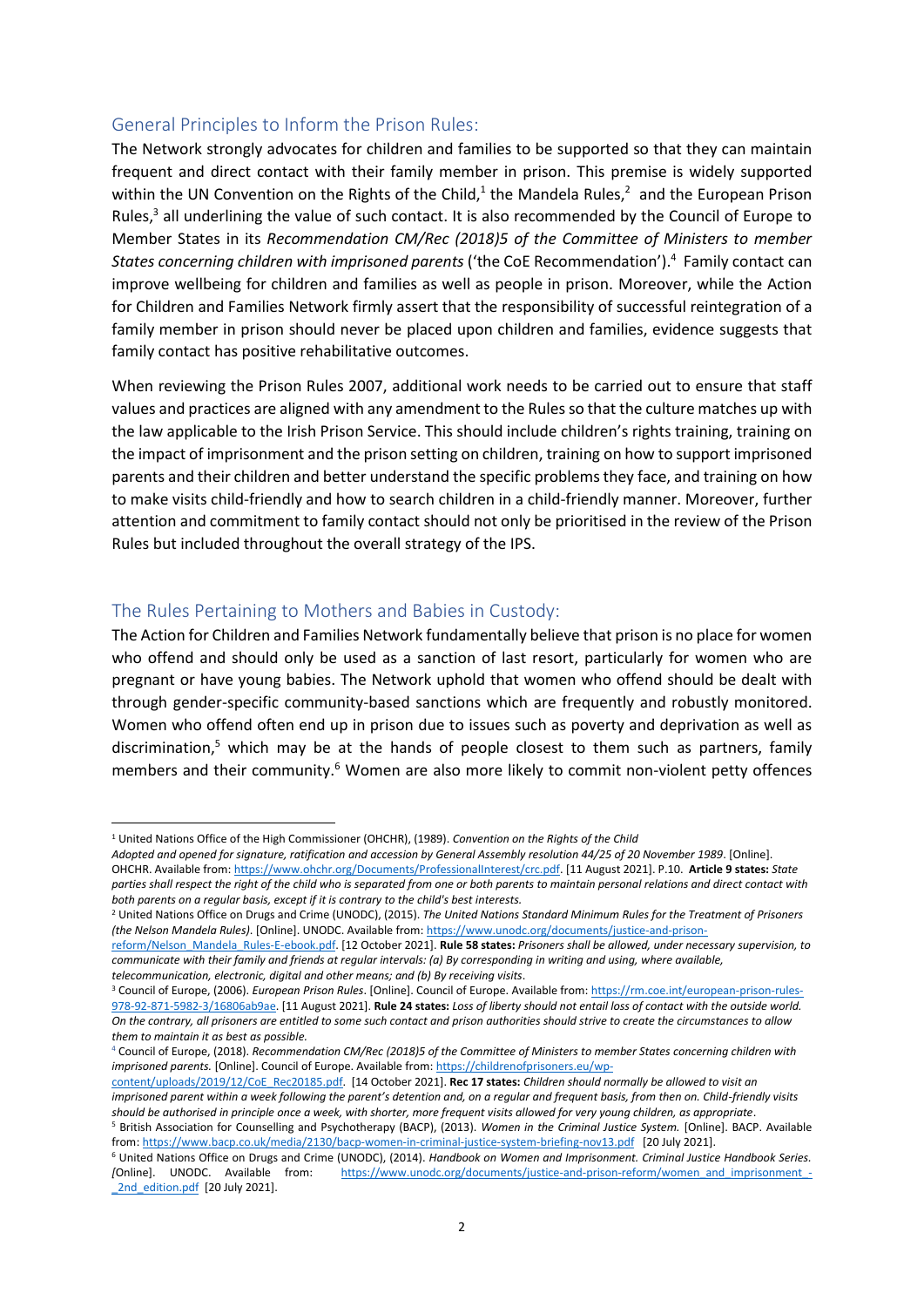## General Principles to Inform the Prison Rules:

The Network strongly advocates for children and families to be supported so that they can maintain frequent and direct contact with their family member in prison. This premise is widely supported within the UN Convention on the Rights of the Child,[1] the Mandela Rules,[2] and the European Prison Rules,[3] all underlining the value of such contact. It is also recommended by the Council of Europe to Member States in its *Recommendation CM/Rec (2018)5 of the Committee of Ministers to member States concerning children with imprisoned parents* ('the CoE Recommendation').[4] Family contact can improve wellbeing for children and families as well as people in prison. Moreover, while the Action for Children and Families Network firmly assert that the responsibility of successful reintegration of a family member in prison should never be placed upon children and families, evidence suggests that family contact has positive rehabilitative outcomes.

When reviewing the Prison Rules 2007, additional work needs to be carried out to ensure that staff values and practices are aligned with any amendment to the Rules so that the culture matches up with the law applicable to the Irish Prison Service. This should include children's rights training, training on the impact of imprisonment and the prison setting on children, training on how to support imprisoned parents and their children and better understand the specific problems they face, and training on how to make visits child-friendly and how to search children in a child-friendly manner. Moreover, further attention and commitment to family contact should not only be prioritised in the review of the Prison Rules but included throughout the overall strategy of the IPS.

## The Rules Pertaining to Mothers and Babies in Custody:

The Action for Children and Families Network fundamentally believe that prison is no place for women who offend and should only be used as a sanction of last resort, particularly for women who are pregnant or have young babies. The Network uphold that women who offend should be dealt with through gender-specific community-based sanctions which are frequently and robustly monitored. Women who offend often end up in prison due to issues such as poverty and deprivation as well as discrimination,[5] which may be at the hands of people closest to them such as partners, family members and their community.[6] Women are also more likely to commit non-violent petty offences

---

[1] United Nations Office of the High Commissioner (OHCHR), (1989). *Convention on the Rights of the Child Adopted and opened for signature, ratification and accession by General Assembly resolution 44/25 of 20 November 1989*. [Online]. OHCHR. Available from: https://www.ohchr.org/Documents/ProfessionalInterest/crc.pdf. [11 August 2021]. P.10. **Article 9 states:** *State parties shall respect the right of the child who is separated from one or both parents to maintain personal relations and direct contact with both parents on a regular basis, except if it is contrary to the child's best interests.*

[2] United Nations Office on Drugs and Crime (UNODC), (2015). *The United Nations Standard Minimum Rules for the Treatment of Prisoners (the Nelson Mandela Rules)*. [Online]. UNODC. Available from: https://www.unodc.org/documents/justice-and-prison-reform/Nelson_Mandela_Rules-E-ebook.pdf. [12 October 2021]. **Rule 58 states:** *Prisoners shall be allowed, under necessary supervision, to communicate with their family and friends at regular intervals: (a) By corresponding in writing and using, where available, telecommunication, electronic, digital and other means; and (b) By receiving visits*.

[3] Council of Europe, (2006). *European Prison Rules*. [Online]. Council of Europe. Available from: https://rm.coe.int/european-prison-rules-978-92-871-5982-3/16806ab9ae. [11 August 2021]. **Rule 24 states:** *Loss of liberty should not entail loss of contact with the outside world. On the contrary, all prisoners are entitled to some such contact and prison authorities should strive to create the circumstances to allow them to maintain it as best as possible.*

[4] Council of Europe, (2018). *Recommendation CM/Rec (2018)5 of the Committee of Ministers to member States concerning children with imprisoned parents.* [Online]. Council of Europe. Available from: https://childrenofprisoners.eu/wp-content/uploads/2019/12/CoE_Rec20185.pdf. [14 October 2021]. **Rec 17 states:** *Children should normally be allowed to visit an imprisoned parent within a week following the parent's detention and, on a regular and frequent basis, from then on. Child-friendly visits should be authorised in principle once a week, with shorter, more frequent visits allowed for very young children, as appropriate*.

[5] British Association for Counselling and Psychotherapy (BACP), (2013). *Women in the Criminal Justice System.* [Online]. BACP. Available from: https://www.bacp.co.uk/media/2130/bacp-women-in-criminal-justice-system-briefing-nov13.pdf [20 July 2021].

[6] United Nations Office on Drugs and Crime (UNODC), (2014). *Handbook on Women and Imprisonment. Criminal Justice Handbook Series. [*Online]. UNODC. Available from: https://www.unodc.org/documents/justice-and-prison-reform/women_and_imprisonment_-_2nd_edition.pdf [20 July 2021].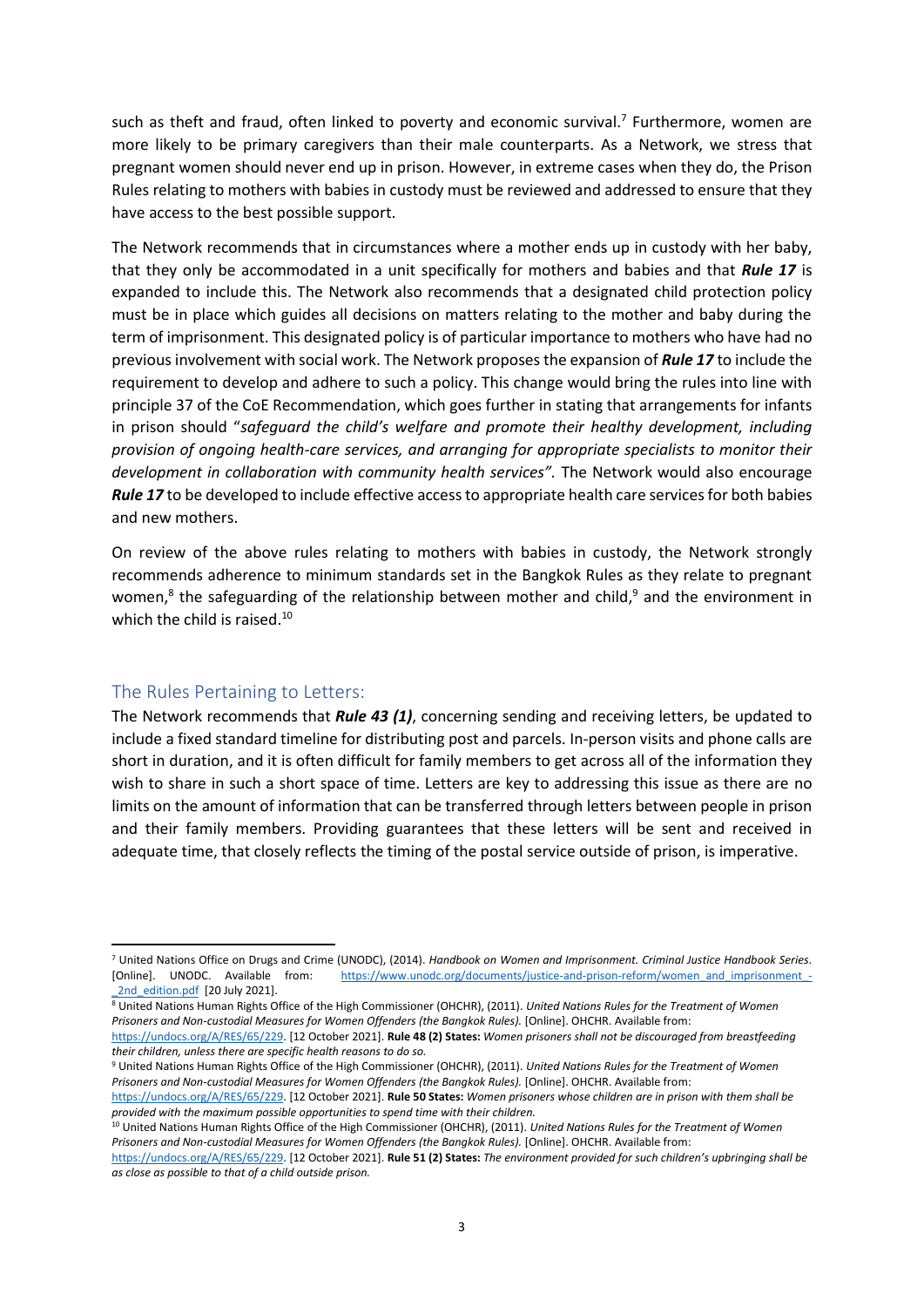such as theft and fraud, often linked to poverty and economic survival.[7] Furthermore, women are more likely to be primary caregivers than their male counterparts. As a Network, we stress that pregnant women should never end up in prison. However, in extreme cases when they do, the Prison Rules relating to mothers with babies in custody must be reviewed and addressed to ensure that they have access to the best possible support.

The Network recommends that in circumstances where a mother ends up in custody with her baby, that they only be accommodated in a unit specifically for mothers and babies and that ***Rule 17*** is expanded to include this. The Network also recommends that a designated child protection policy must be in place which guides all decisions on matters relating to the mother and baby during the term of imprisonment. This designated policy is of particular importance to mothers who have had no previous involvement with social work. The Network proposes the expansion of ***Rule 17*** to include the requirement to develop and adhere to such a policy. This change would bring the rules into line with principle 37 of the CoE Recommendation, which goes further in stating that arrangements for infants in prison should "*safeguard the child's welfare and promote their healthy development, including provision of ongoing health-care services, and arranging for appropriate specialists to monitor their development in collaboration with community health services".* The Network would also encourage ***Rule 17*** to be developed to include effective access to appropriate health care services for both babies and new mothers.

On review of the above rules relating to mothers with babies in custody, the Network strongly recommends adherence to minimum standards set in the Bangkok Rules as they relate to pregnant women,[8] the safeguarding of the relationship between mother and child,[9] and the environment in which the child is raised.[10]

## The Rules Pertaining to Letters:

The Network recommends that ***Rule 43 (1)***, concerning sending and receiving letters, be updated to include a fixed standard timeline for distributing post and parcels. In-person visits and phone calls are short in duration, and it is often difficult for family members to get across all of the information they wish to share in such a short space of time. Letters are key to addressing this issue as there are no limits on the amount of information that can be transferred through letters between people in prison and their family members. Providing guarantees that these letters will be sent and received in adequate time, that closely reflects the timing of the postal service outside of prison, is imperative.

---

[7] United Nations Office on Drugs and Crime (UNODC), (2014). *Handbook on Women and Imprisonment. Criminal Justice Handbook Series*. [Online]. UNODC. Available from: https://www.unodc.org/documents/justice-and-prison-reform/women_and_imprisonment_-_2nd_edition.pdf [20 July 2021].

[8] United Nations Human Rights Office of the High Commissioner (OHCHR), (2011). *United Nations Rules for the Treatment of Women Prisoners and Non-custodial Measures for Women Offenders (the Bangkok Rules).* [Online]. OHCHR. Available from: https://undocs.org/A/RES/65/229. [12 October 2021]. **Rule 48 (2) States:** *Women prisoners shall not be discouraged from breastfeeding their children, unless there are specific health reasons to do so.*

[9] United Nations Human Rights Office of the High Commissioner (OHCHR), (2011). *United Nations Rules for the Treatment of Women Prisoners and Non-custodial Measures for Women Offenders (the Bangkok Rules).* [Online]. OHCHR. Available from: https://undocs.org/A/RES/65/229. [12 October 2021]. **Rule 50 States:** *Women prisoners whose children are in prison with them shall be provided with the maximum possible opportunities to spend time with their children.*

[10] United Nations Human Rights Office of the High Commissioner (OHCHR), (2011). *United Nations Rules for the Treatment of Women Prisoners and Non-custodial Measures for Women Offenders (the Bangkok Rules).* [Online]. OHCHR. Available from: https://undocs.org/A/RES/65/229. [12 October 2021]. **Rule 51 (2) States:** *The environment provided for such children's upbringing shall be as close as possible to that of a child outside prison.*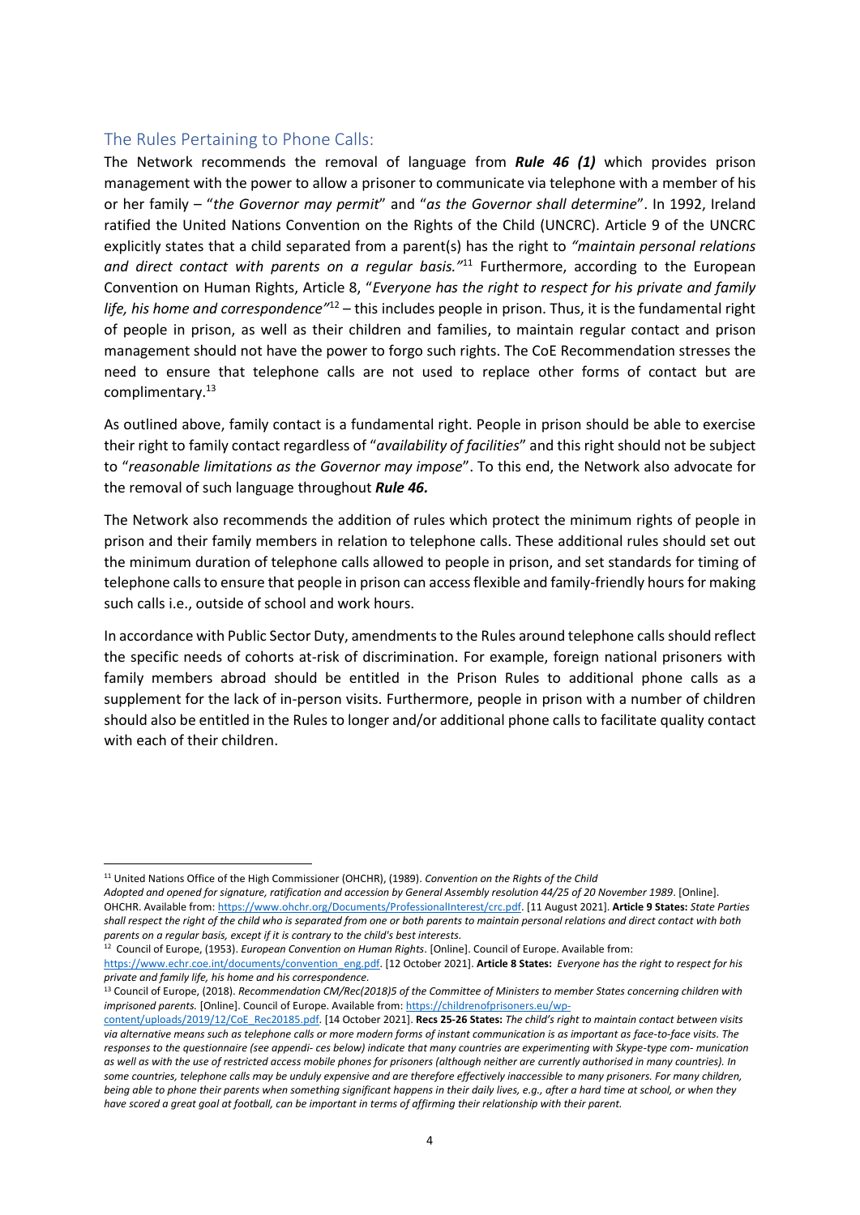## The Rules Pertaining to Phone Calls:

The Network recommends the removal of language from ***Rule 46 (1)*** which provides prison management with the power to allow a prisoner to communicate via telephone with a member of his or her family – "*the Governor may permit*" and "*as the Governor shall determine*". In 1992, Ireland ratified the United Nations Convention on the Rights of the Child (UNCRC). Article 9 of the UNCRC explicitly states that a child separated from a parent(s) has the right to *"maintain personal relations and direct contact with parents on a regular basis."*[11] Furthermore, according to the European Convention on Human Rights, Article 8, "*Everyone has the right to respect for his private and family life, his home and correspondence"*[12] – this includes people in prison. Thus, it is the fundamental right of people in prison, as well as their children and families, to maintain regular contact and prison management should not have the power to forgo such rights. The CoE Recommendation stresses the need to ensure that telephone calls are not used to replace other forms of contact but are complimentary.[13]

As outlined above, family contact is a fundamental right. People in prison should be able to exercise their right to family contact regardless of "*availability of facilities*" and this right should not be subject to "*reasonable limitations as the Governor may impose*". To this end, the Network also advocate for the removal of such language throughout ***Rule 46.***

The Network also recommends the addition of rules which protect the minimum rights of people in prison and their family members in relation to telephone calls. These additional rules should set out the minimum duration of telephone calls allowed to people in prison, and set standards for timing of telephone calls to ensure that people in prison can access flexible and family-friendly hours for making such calls i.e., outside of school and work hours.

In accordance with Public Sector Duty, amendments to the Rules around telephone calls should reflect the specific needs of cohorts at-risk of discrimination. For example, foreign national prisoners with family members abroad should be entitled in the Prison Rules to additional phone calls as a supplement for the lack of in-person visits. Furthermore, people in prison with a number of children should also be entitled in the Rules to longer and/or additional phone calls to facilitate quality contact with each of their children.

---

[11] United Nations Office of the High Commissioner (OHCHR), (1989). *Convention on the Rights of the Child Adopted and opened for signature, ratification and accession by General Assembly resolution 44/25 of 20 November 1989*. [Online]. OHCHR. Available from: https://www.ohchr.org/Documents/ProfessionalInterest/crc.pdf. [11 August 2021]. **Article 9 States:** *State Parties shall respect the right of the child who is separated from one or both parents to maintain personal relations and direct contact with both parents on a regular basis, except if it is contrary to the child's best interests.*

[12] Council of Europe, (1953). *European Convention on Human Rights*. [Online]. Council of Europe. Available from: https://www.echr.coe.int/documents/convention_eng.pdf. [12 October 2021]. **Article 8 States:** *Everyone has the right to respect for his private and family life, his home and his correspondence.*

[13] Council of Europe, (2018). *Recommendation CM/Rec(2018)5 of the Committee of Ministers to member States concerning children with imprisoned parents.* [Online]. Council of Europe. Available from: https://childrenofprisoners.eu/wp-content/uploads/2019/12/CoE_Rec20185.pdf. [14 October 2021]. **Recs 25-26 States:** *The child's right to maintain contact between visits via alternative means such as telephone calls or more modern forms of instant communication is as important as face-to-face visits. The responses to the questionnaire (see appendi- ces below) indicate that many countries are experimenting with Skype-type com- munication as well as with the use of restricted access mobile phones for prisoners (although neither are currently authorised in many countries). In some countries, telephone calls may be unduly expensive and are therefore effectively inaccessible to many prisoners. For many children, being able to phone their parents when something significant happens in their daily lives, e.g., after a hard time at school, or when they have scored a great goal at football, can be important in terms of affirming their relationship with their parent.*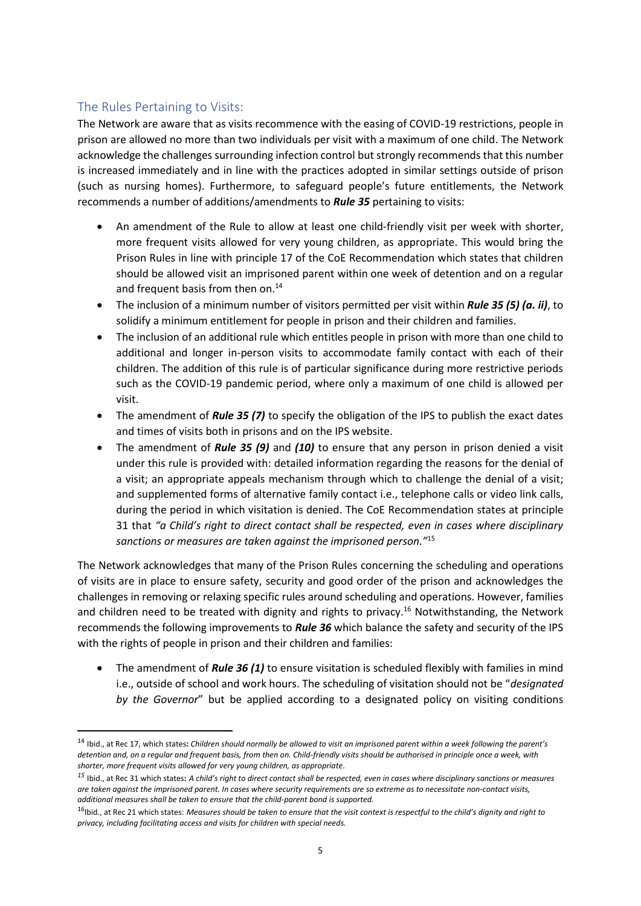## The Rules Pertaining to Visits:

The Network are aware that as visits recommence with the easing of COVID-19 restrictions, people in prison are allowed no more than two individuals per visit with a maximum of one child. The Network acknowledge the challenges surrounding infection control but strongly recommends that this number is increased immediately and in line with the practices adopted in similar settings outside of prison (such as nursing homes). Furthermore, to safeguard people's future entitlements, the Network recommends a number of additions/amendments to ***Rule 35*** pertaining to visits:

- An amendment of the Rule to allow at least one child-friendly visit per week with shorter, more frequent visits allowed for very young children, as appropriate. This would bring the Prison Rules in line with principle 17 of the CoE Recommendation which states that children should be allowed visit an imprisoned parent within one week of detention and on a regular and frequent basis from then on.[14]
- The inclusion of a minimum number of visitors permitted per visit within ***Rule 35 (5) (a. ii)***, to solidify a minimum entitlement for people in prison and their children and families.
- The inclusion of an additional rule which entitles people in prison with more than one child to additional and longer in-person visits to accommodate family contact with each of their children. The addition of this rule is of particular significance during more restrictive periods such as the COVID-19 pandemic period, where only a maximum of one child is allowed per visit.
- The amendment of ***Rule 35 (7)*** to specify the obligation of the IPS to publish the exact dates and times of visits both in prisons and on the IPS website.
- The amendment of ***Rule 35 (9)*** and ***(10)*** to ensure that any person in prison denied a visit under this rule is provided with: detailed information regarding the reasons for the denial of a visit; an appropriate appeals mechanism through which to challenge the denial of a visit; and supplemented forms of alternative family contact i.e., telephone calls or video link calls, during the period in which visitation is denied. The CoE Recommendation states at principle 31 that *"a Child's right to direct contact shall be respected, even in cases where disciplinary sanctions or measures are taken against the imprisoned person."*[15]

The Network acknowledges that many of the Prison Rules concerning the scheduling and operations of visits are in place to ensure safety, security and good order of the prison and acknowledges the challenges in removing or relaxing specific rules around scheduling and operations. However, families and children need to be treated with dignity and rights to privacy.[16] Notwithstanding, the Network recommends the following improvements to ***Rule 36*** which balance the safety and security of the IPS with the rights of people in prison and their children and families:

- The amendment of ***Rule 36 (1)*** to ensure visitation is scheduled flexibly with families in mind i.e., outside of school and work hours. The scheduling of visitation should not be "*designated by the Governor*" but be applied according to a designated policy on visiting conditions

---

[14] Ibid., at Rec 17, which states: *Children should normally be allowed to visit an imprisoned parent within a week following the parent's detention and, on a regular and frequent basis, from then on. Child-friendly visits should be authorised in principle once a week, with shorter, more frequent visits allowed for very young children, as appropriate.*

[15] Ibid., at Rec 31 which states: *A child's right to direct contact shall be respected, even in cases where disciplinary sanctions or measures are taken against the imprisoned parent. In cases where security requirements are so extreme as to necessitate non-contact visits, additional measures shall be taken to ensure that the child-parent bond is supported.*

[16] Ibid., at Rec 21 which states: *Measures should be taken to ensure that the visit context is respectful to the child's dignity and right to privacy, including facilitating access and visits for children with special needs.*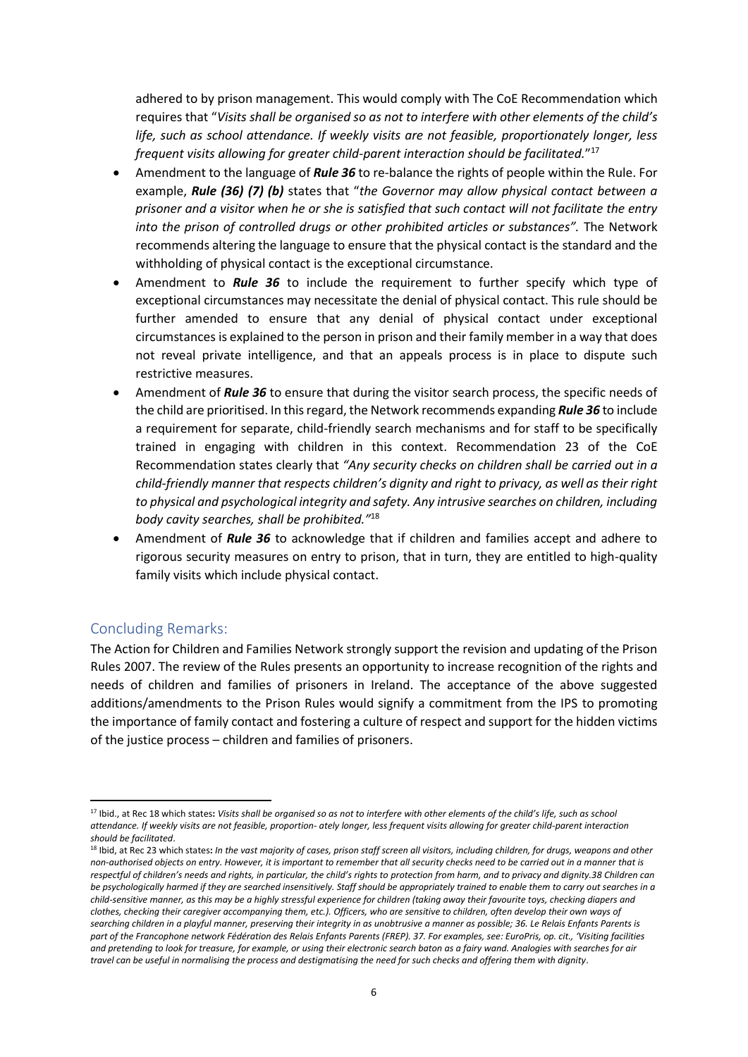adhered to by prison management. This would comply with The CoE Recommendation which requires that "*Visits shall be organised so as not to interfere with other elements of the child's life, such as school attendance. If weekly visits are not feasible, proportionately longer, less frequent visits allowing for greater child-parent interaction should be facilitated.*"[17]

- Amendment to the language of ***Rule 36*** to re-balance the rights of people within the Rule. For example, ***Rule (36) (7) (b)*** states that "*the Governor may allow physical contact between a prisoner and a visitor when he or she is satisfied that such contact will not facilitate the entry into the prison of controlled drugs or other prohibited articles or substances".* The Network recommends altering the language to ensure that the physical contact is the standard and the withholding of physical contact is the exceptional circumstance.
- Amendment to ***Rule 36*** to include the requirement to further specify which type of exceptional circumstances may necessitate the denial of physical contact. This rule should be further amended to ensure that any denial of physical contact under exceptional circumstances is explained to the person in prison and their family member in a way that does not reveal private intelligence, and that an appeals process is in place to dispute such restrictive measures.
- Amendment of ***Rule 36*** to ensure that during the visitor search process, the specific needs of the child are prioritised. In this regard, the Network recommends expanding ***Rule 36*** to include a requirement for separate, child-friendly search mechanisms and for staff to be specifically trained in engaging with children in this context. Recommendation 23 of the CoE Recommendation states clearly that *"Any security checks on children shall be carried out in a child-friendly manner that respects children's dignity and right to privacy, as well as their right to physical and psychological integrity and safety. Any intrusive searches on children, including body cavity searches, shall be prohibited."*[18]
- Amendment of ***Rule 36*** to acknowledge that if children and families accept and adhere to rigorous security measures on entry to prison, that in turn, they are entitled to high-quality family visits which include physical contact.

## Concluding Remarks:

The Action for Children and Families Network strongly support the revision and updating of the Prison Rules 2007. The review of the Rules presents an opportunity to increase recognition of the rights and needs of children and families of prisoners in Ireland. The acceptance of the above suggested additions/amendments to the Prison Rules would signify a commitment from the IPS to promoting the importance of family contact and fostering a culture of respect and support for the hidden victims of the justice process – children and families of prisoners.

---

[17] Ibid., at Rec 18 which states**:** *Visits shall be organised so as not to interfere with other elements of the child's life, such as school attendance. If weekly visits are not feasible, proportion- ately longer, less frequent visits allowing for greater child-parent interaction should be facilitated*.

[18] Ibid, at Rec 23 which states**:** *In the vast majority of cases, prison staff screen all visitors, including children, for drugs, weapons and other non-authorised objects on entry. However, it is important to remember that all security checks need to be carried out in a manner that is respectful of children's needs and rights, in particular, the child's rights to protection from harm, and to privacy and dignity.38 Children can be psychologically harmed if they are searched insensitively. Staff should be appropriately trained to enable them to carry out searches in a child-sensitive manner, as this may be a highly stressful experience for children (taking away their favourite toys, checking diapers and clothes, checking their caregiver accompanying them, etc.). Officers, who are sensitive to children, often develop their own ways of searching children in a playful manner, preserving their integrity in as unobtrusive a manner as possible; 36. Le Relais Enfants Parents is part of the Francophone network Fédération des Relais Enfants Parents (FREP). 37. For examples, see: EuroPris, op. cit., 'Visiting facilities and pretending to look for treasure, for example, or using their electronic search baton as a fairy wand. Analogies with searches for air travel can be useful in normalising the process and destigmatising the need for such checks and offering them with dignity*.